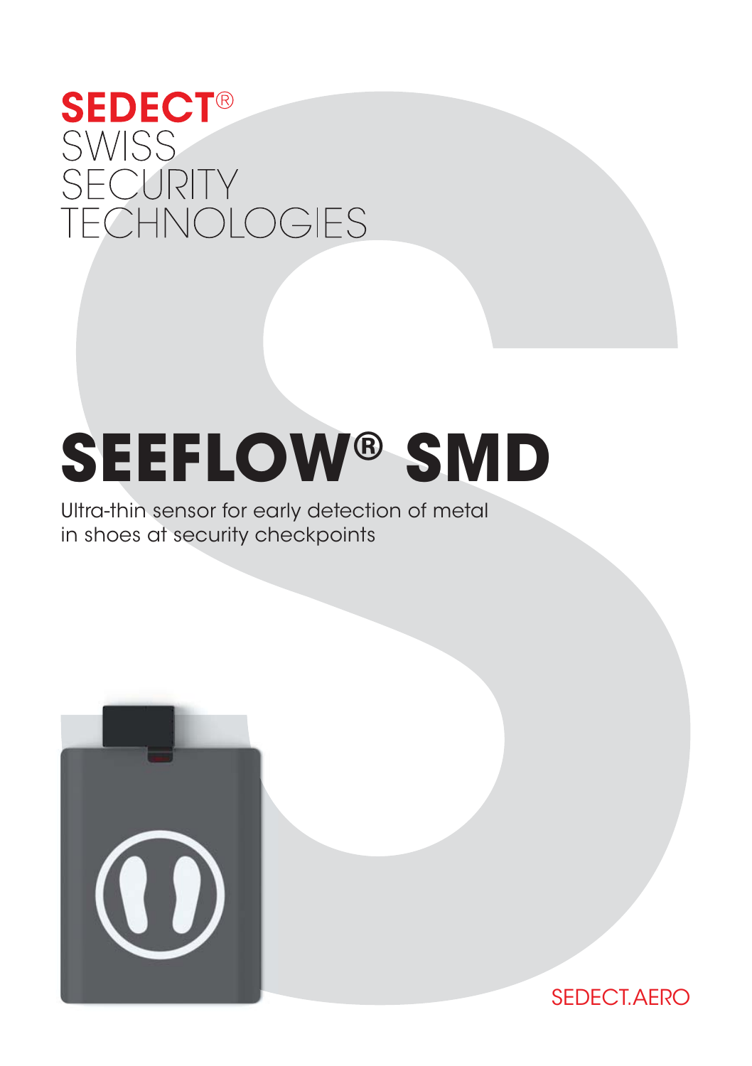**SEDECT®**
SWISS
SECURITY
TECHNOLOGIES

# SEEFLOW® SMD

Ultra-thin sensor for early detection of metal in shoes at security checkpoints

SEDECT.AERO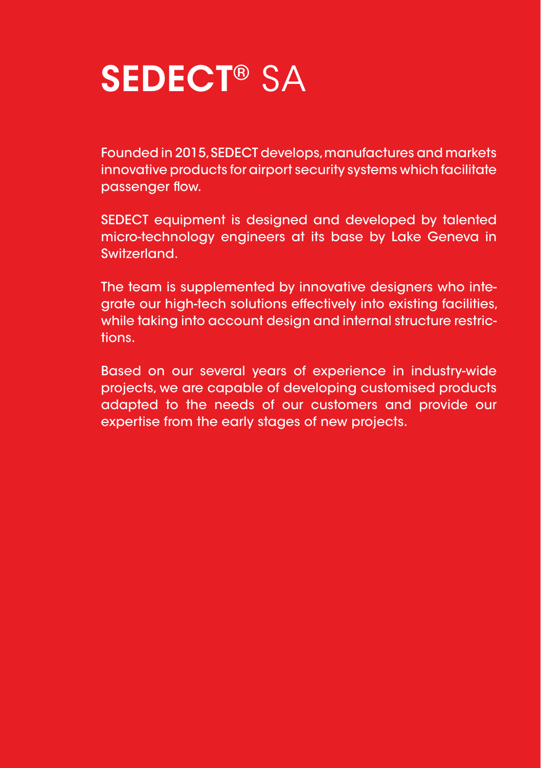# **SEDECT®** SA

Founded in 2015, SEDECT develops, manufactures and markets innovative products for airport security systems which facilitate passenger flow.

SEDECT equipment is designed and developed by talented micro-technology engineers at its base by Lake Geneva in Switzerland.

The team is supplemented by innovative designers who integrate our high-tech solutions effectively into existing facilities, while taking into account design and internal structure restrictions.

Based on our several years of experience in industry-wide projects, we are capable of developing customised products adapted to the needs of our customers and provide our expertise from the early stages of new projects.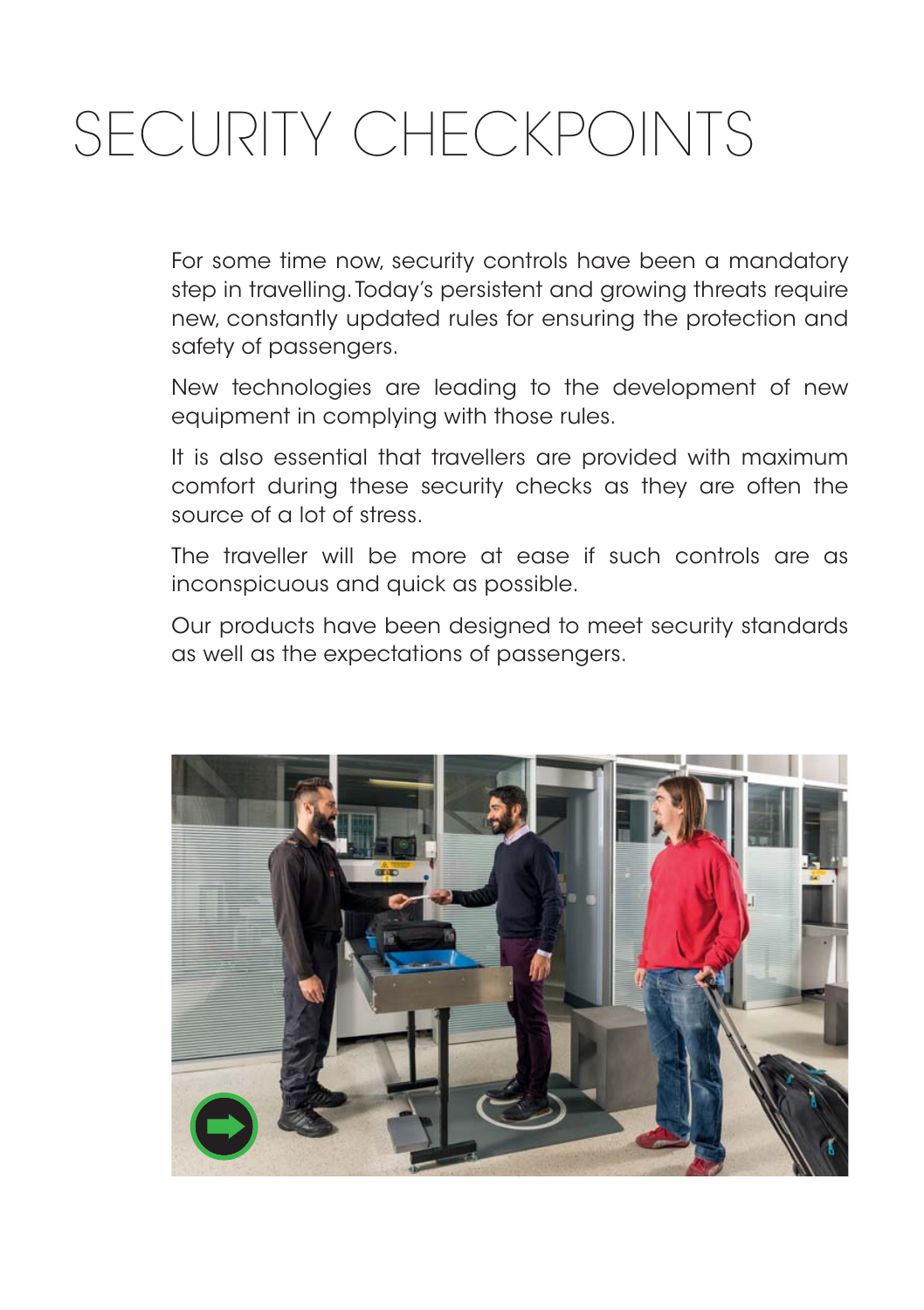# SECURITY CHECKPOINTS

For some time now, security controls have been a mandatory step in travelling. Today's persistent and growing threats require new, constantly updated rules for ensuring the protection and safety of passengers.

New technologies are leading to the development of new equipment in complying with those rules.

It is also essential that travellers are provided with maximum comfort during these security checks as they are often the source of a lot of stress.

The traveller will be more at ease if such controls are as inconspicuous and quick as possible.

Our products have been designed to meet security standards as well as the expectations of passengers.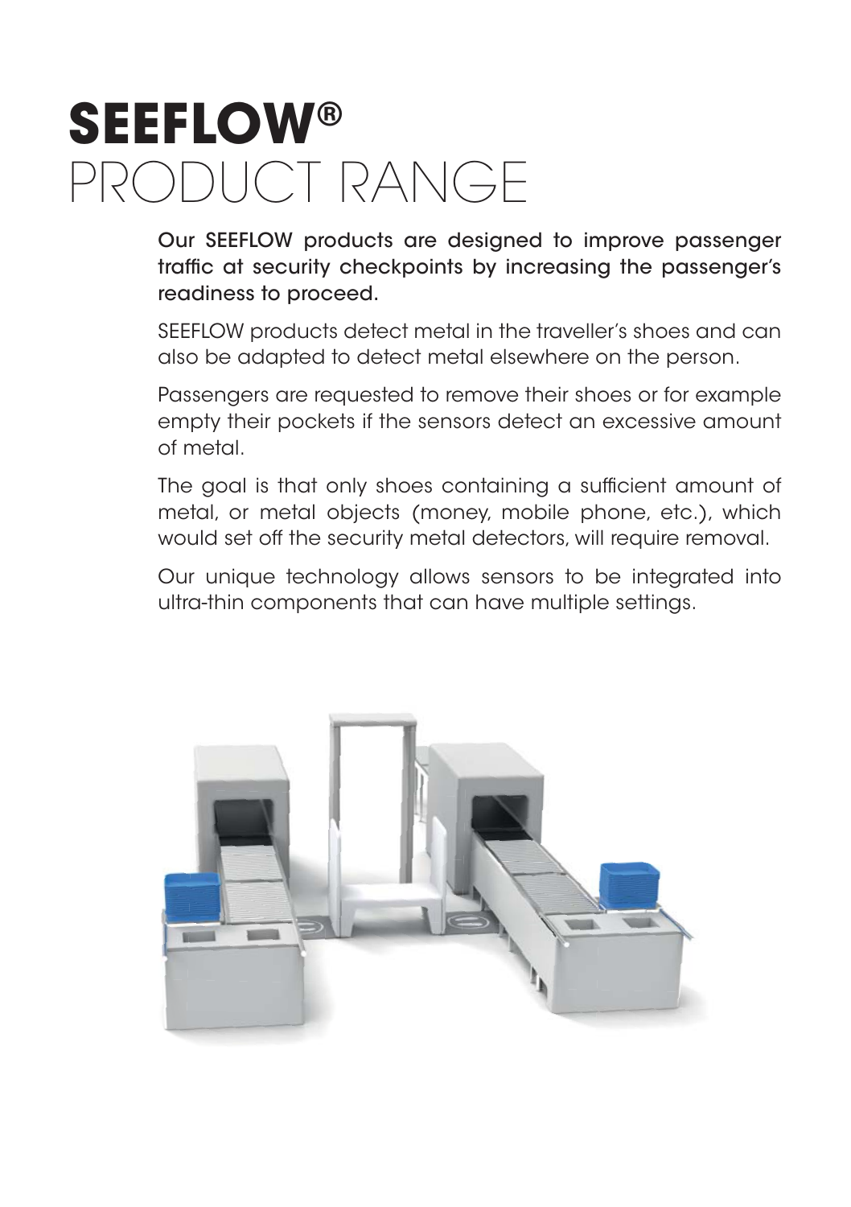# **SEEFLOW®** PRODUCT RANGE

**Our SEEFLOW products are designed to improve passenger traffic at security checkpoints by increasing the passenger's readiness to proceed.**

SEEFLOW products detect metal in the traveller's shoes and can also be adapted to detect metal elsewhere on the person.

Passengers are requested to remove their shoes or for example empty their pockets if the sensors detect an excessive amount of metal.

The goal is that only shoes containing a sufficient amount of metal, or metal objects (money, mobile phone, etc.), which would set off the security metal detectors, will require removal.

Our unique technology allows sensors to be integrated into ultra-thin components that can have multiple settings.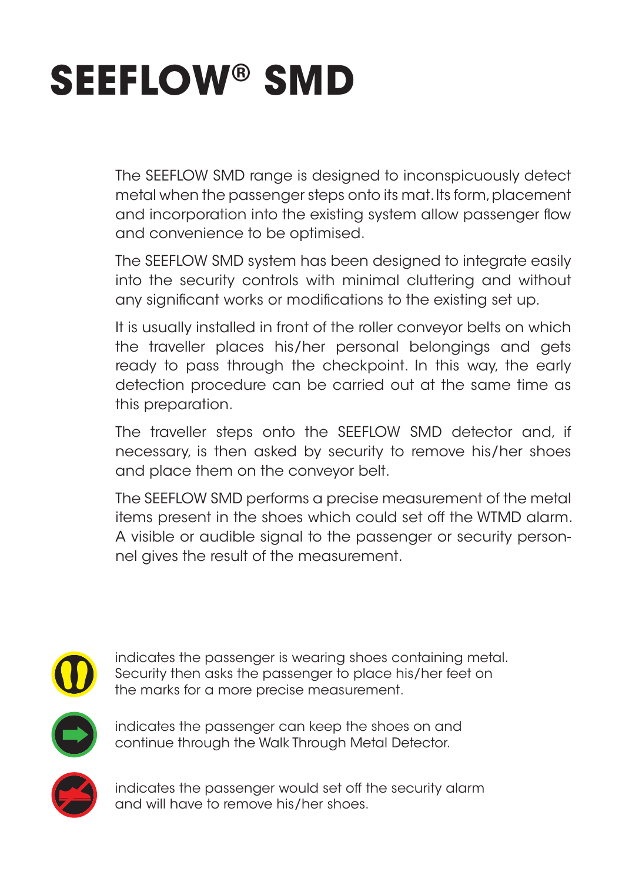# SEEFLOW® SMD

The SEEFLOW SMD range is designed to inconspicuously detect metal when the passenger steps onto its mat. Its form, placement and incorporation into the existing system allow passenger flow and convenience to be optimised.

The SEEFLOW SMD system has been designed to integrate easily into the security controls with minimal cluttering and without any significant works or modifications to the existing set up.

It is usually installed in front of the roller conveyor belts on which the traveller places his/her personal belongings and gets ready to pass through the checkpoint. In this way, the early detection procedure can be carried out at the same time as this preparation.

The traveller steps onto the SEEFLOW SMD detector and, if necessary, is then asked by security to remove his/her shoes and place them on the conveyor belt.

The SEEFLOW SMD performs a precise measurement of the metal items present in the shoes which could set off the WTMD alarm. A visible or audible signal to the passenger or security personnel gives the result of the measurement.

indicates the passenger is wearing shoes containing metal. Security then asks the passenger to place his/her feet on the marks for a more precise measurement.

indicates the passenger can keep the shoes on and continue through the Walk Through Metal Detector.

indicates the passenger would set off the security alarm and will have to remove his/her shoes.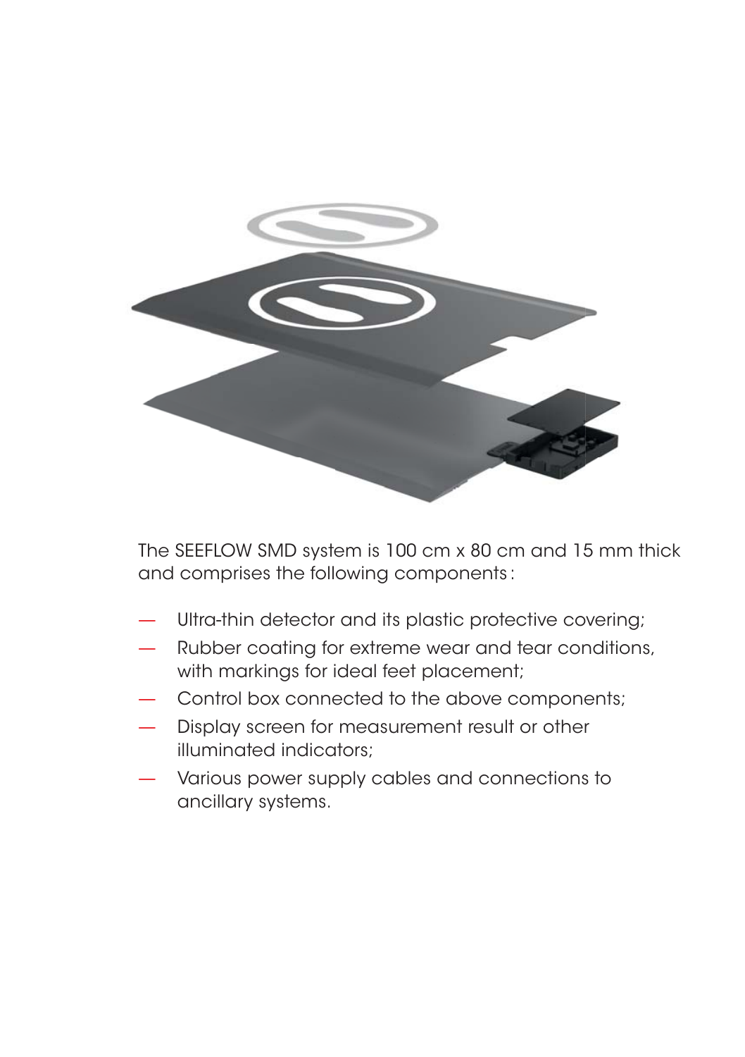The SEEFLOW SMD system is 100 cm x 80 cm and 15 mm thick and comprises the following components :

- Ultra-thin detector and its plastic protective covering;
- Rubber coating for extreme wear and tear conditions, with markings for ideal feet placement;
- Control box connected to the above components;
- Display screen for measurement result or other illuminated indicators;
- Various power supply cables and connections to ancillary systems.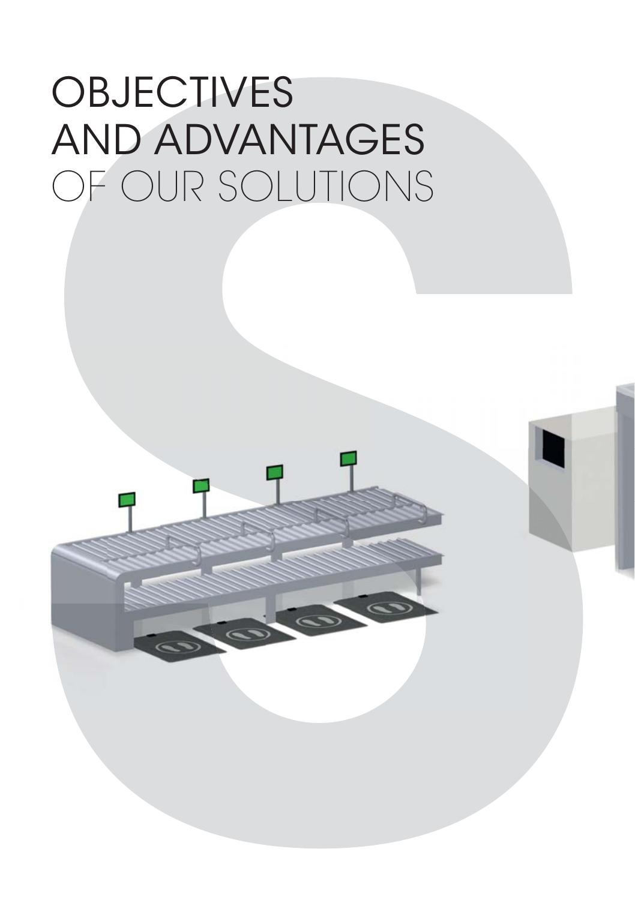# OBJECTIVES AND ADVANTAGES OF OUR SOLUTIONS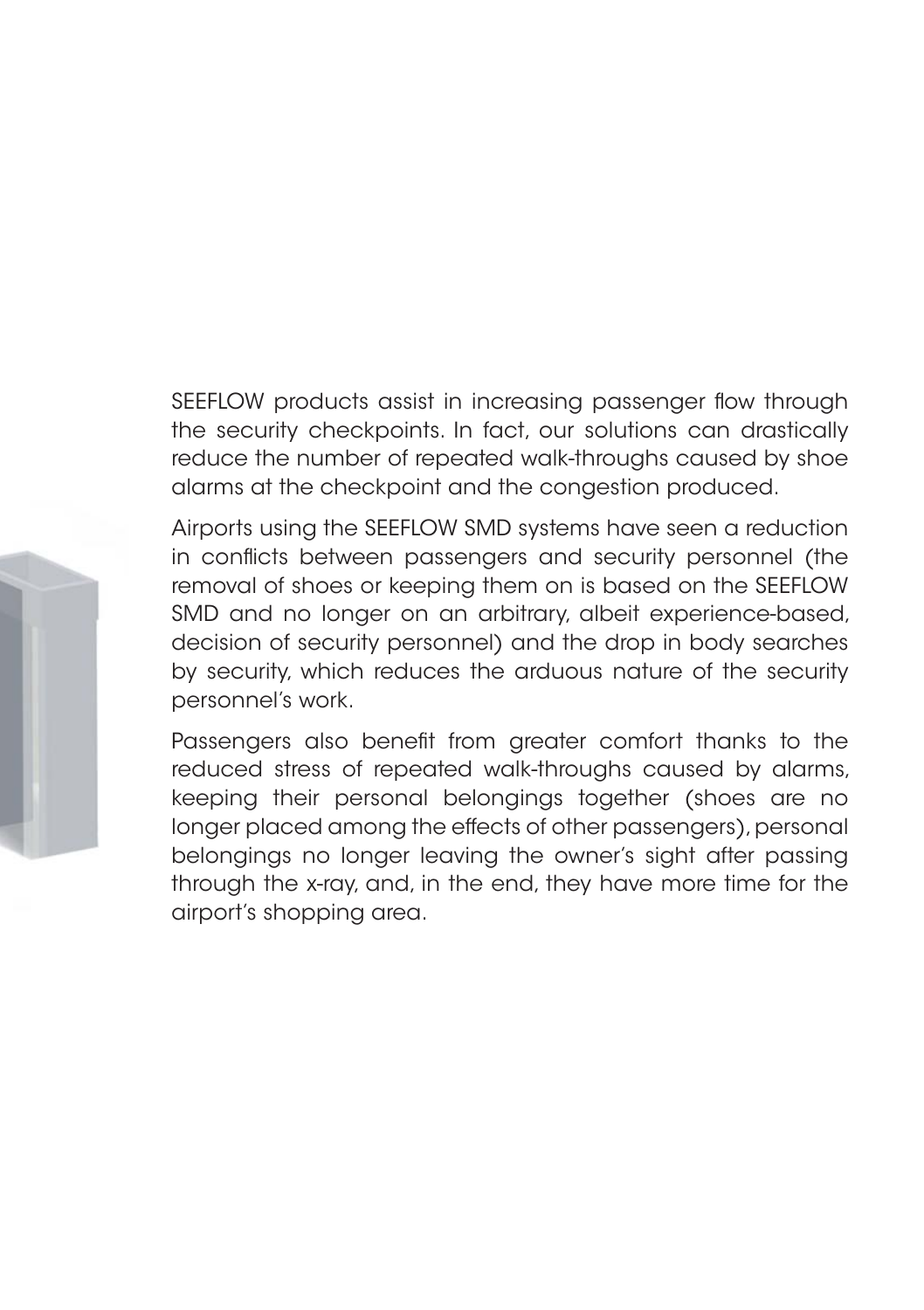SEEFLOW products assist in increasing passenger flow through the security checkpoints. In fact, our solutions can drastically reduce the number of repeated walk-throughs caused by shoe alarms at the checkpoint and the congestion produced.

Airports using the SEEFLOW SMD systems have seen a reduction in conflicts between passengers and security personnel (the removal of shoes or keeping them on is based on the SEEFLOW SMD and no longer on an arbitrary, albeit experience-based, decision of security personnel) and the drop in body searches by security, which reduces the arduous nature of the security personnel's work.

Passengers also benefit from greater comfort thanks to the reduced stress of repeated walk-throughs caused by alarms, keeping their personal belongings together (shoes are no longer placed among the effects of other passengers), personal belongings no longer leaving the owner's sight after passing through the x-ray, and, in the end, they have more time for the airport's shopping area.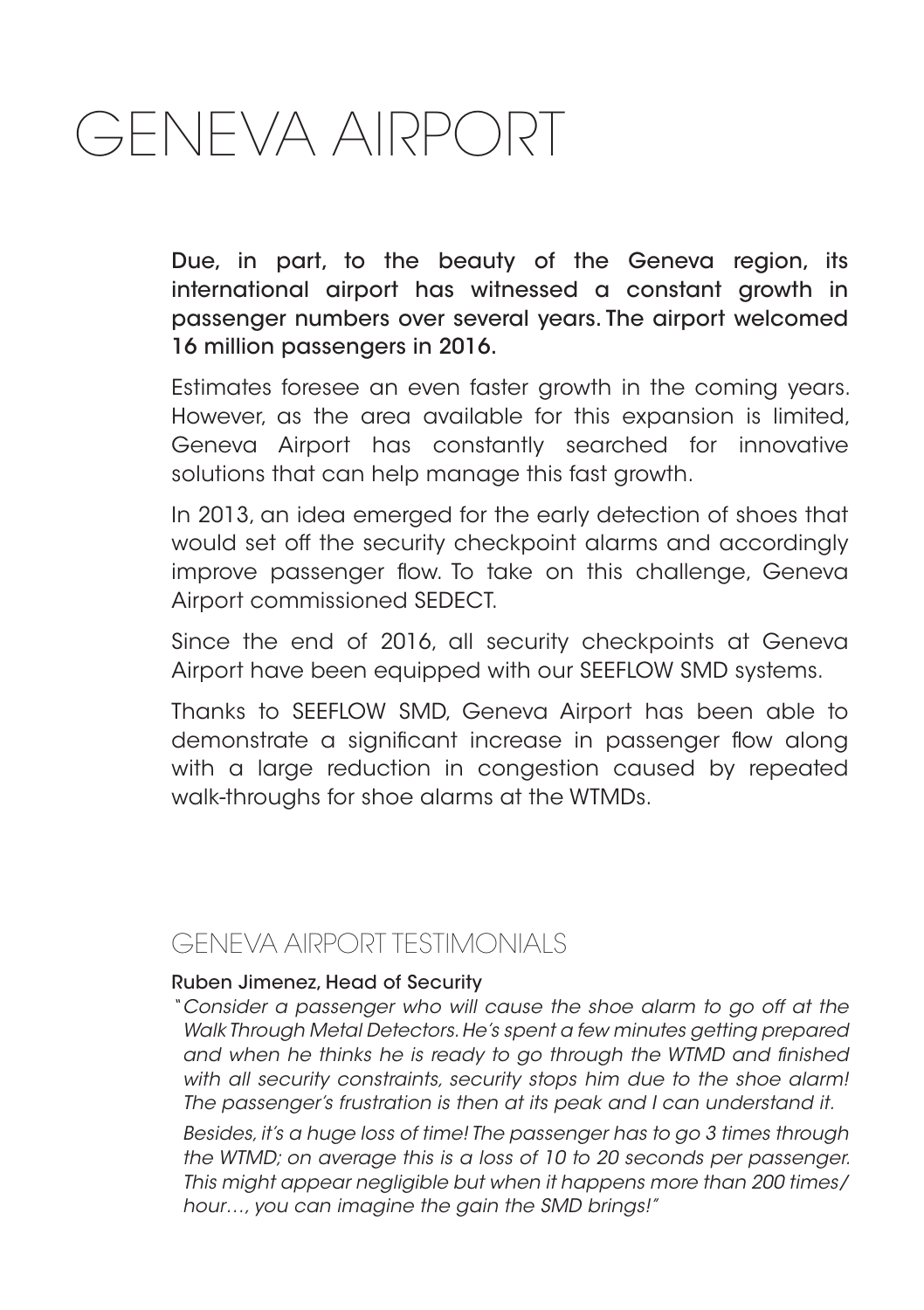# GENEVA AIRPORT

**Due, in part, to the beauty of the Geneva region, its international airport has witnessed a constant growth in passenger numbers over several years. The airport welcomed 16 million passengers in 2016.**

Estimates foresee an even faster growth in the coming years. However, as the area available for this expansion is limited, Geneva Airport has constantly searched for innovative solutions that can help manage this fast growth.

In 2013, an idea emerged for the early detection of shoes that would set off the security checkpoint alarms and accordingly improve passenger flow. To take on this challenge, Geneva Airport commissioned SEDECT.

Since the end of 2016, all security checkpoints at Geneva Airport have been equipped with our SEEFLOW SMD systems.

Thanks to SEEFLOW SMD, Geneva Airport has been able to demonstrate a significant increase in passenger flow along with a large reduction in congestion caused by repeated walk-throughs for shoe alarms at the WTMDs.

## GENEVA AIRPORT TESTIMONIALS

**Ruben Jimenez, Head of Security**

*"Consider a passenger who will cause the shoe alarm to go off at the Walk Through Metal Detectors. He's spent a few minutes getting prepared and when he thinks he is ready to go through the WTMD and finished with all security constraints, security stops him due to the shoe alarm! The passenger's frustration is then at its peak and I can understand it.*

*Besides, it's a huge loss of time! The passenger has to go 3 times through the WTMD; on average this is a loss of 10 to 20 seconds per passenger. This might appear negligible but when it happens more than 200 times/ hour…, you can imagine the gain the SMD brings!"*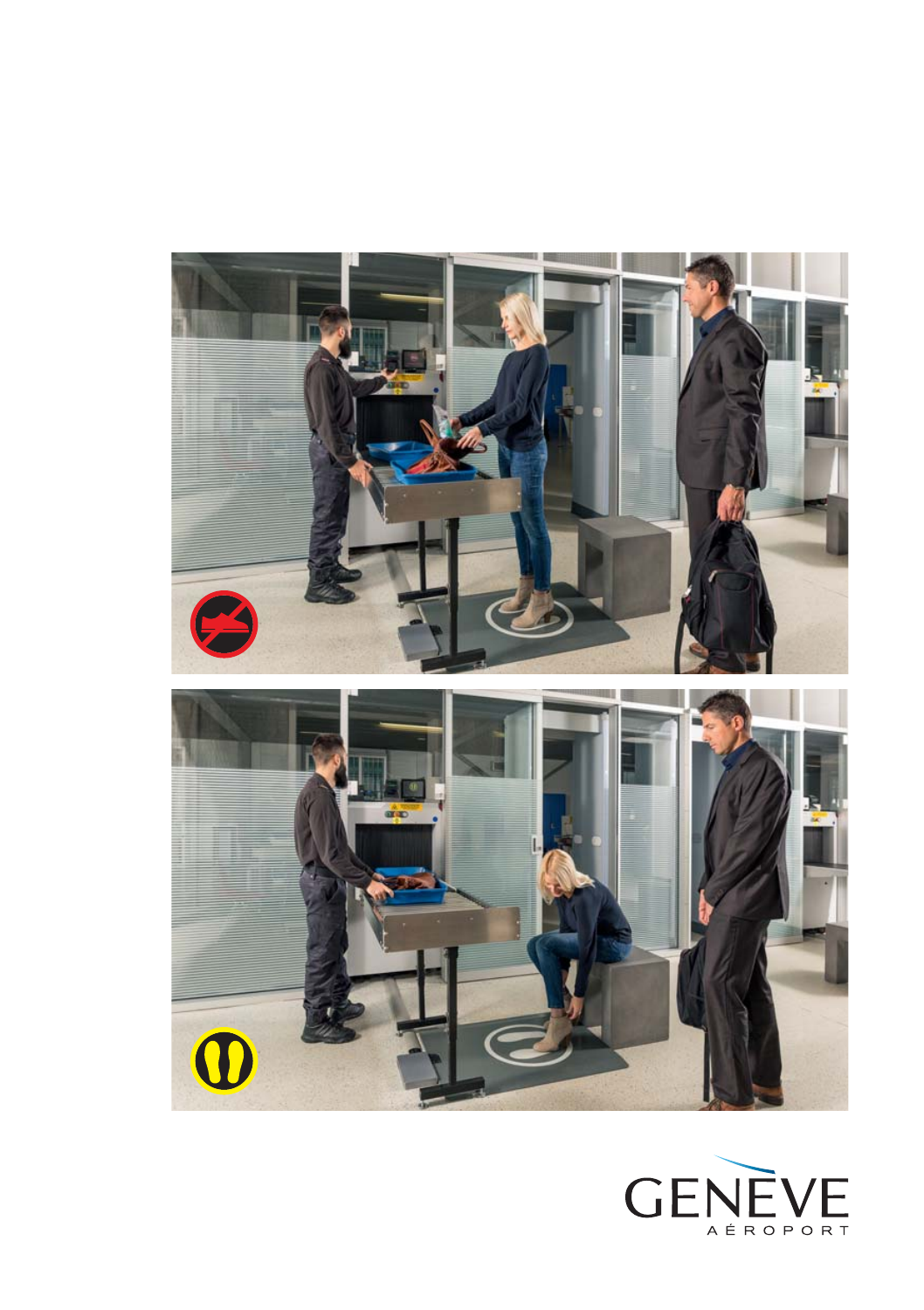GENÈVE
AÉROPORT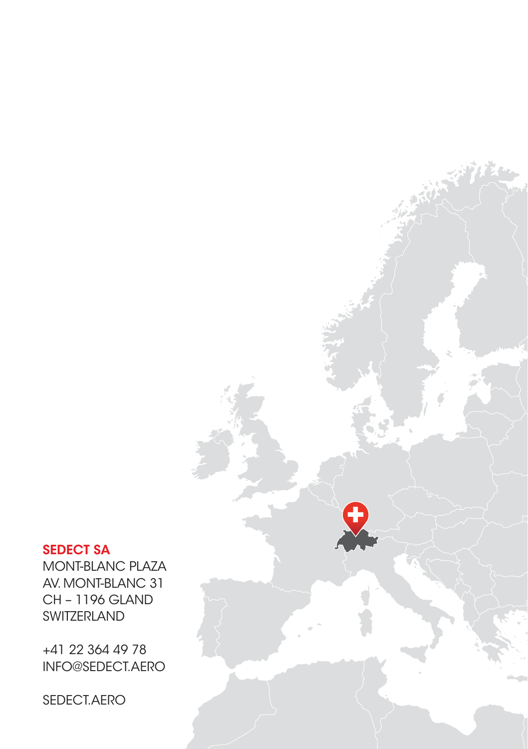**SEDECT SA**

MONT-BLANC PLAZA
AV. MONT-BLANC 31
CH – 1196 GLAND
SWITZERLAND

+41 22 364 49 78
INFO@SEDECT.AERO

SEDECT.AERO